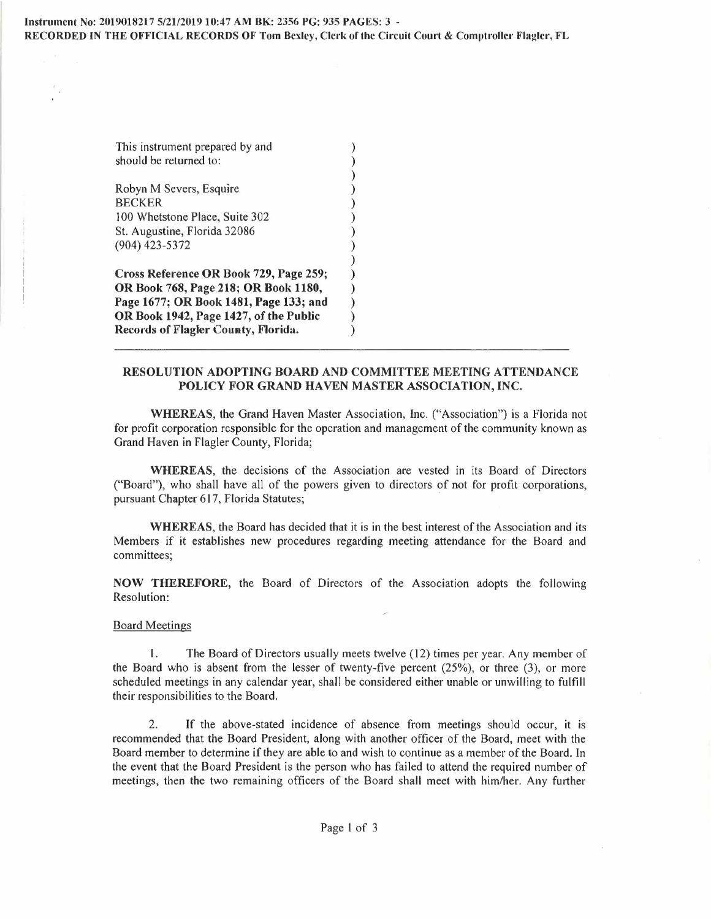Instrument No: 2019018217 5/21/2019 10:47 AM BK: 2356 PG: 935 PAGES: 3 -
RECORDED IN THE OFFICIAL RECORDS OF Tom Bexley, Clerk of the Circuit Court & Comptroller Flagler, FL

This instrument prepared by and
should be returned to:

Robyn M Severs, Esquire
BECKER
100 Whetstone Place, Suite 302
St. Augustine, Florida 32086
(904) 423-5372

**Cross Reference OR Book 729, Page 259; OR Book 768, Page 218; OR Book 1180, Page 1677; OR Book 1481, Page 133; and OR Book 1942, Page 1427, of the Public Records of Flagler County, Florida.**

---

## RESOLUTION ADOPTING BOARD AND COMMITTEE MEETING ATTENDANCE POLICY FOR GRAND HAVEN MASTER ASSOCIATION, INC.

**WHEREAS**, the Grand Haven Master Association, Inc. ("Association") is a Florida not for profit corporation responsible for the operation and management of the community known as Grand Haven in Flagler County, Florida;

**WHEREAS**, the decisions of the Association are vested in its Board of Directors ("Board"), who shall have all of the powers given to directors of not for profit corporations, pursuant Chapter 617, Florida Statutes;

**WHEREAS**, the Board has decided that it is in the best interest of the Association and its Members if it establishes new procedures regarding meeting attendance for the Board and committees;

**NOW THEREFORE,** the Board of Directors of the Association adopts the following Resolution:

Board Meetings

1. The Board of Directors usually meets twelve (12) times per year. Any member of the Board who is absent from the lesser of twenty-five percent (25%), or three (3), or more scheduled meetings in any calendar year, shall be considered either unable or unwilling to fulfill their responsibilities to the Board.

2. If the above-stated incidence of absence from meetings should occur, it is recommended that the Board President, along with another officer of the Board, meet with the Board member to determine if they are able to and wish to continue as a member of the Board. In the event that the Board President is the person who has failed to attend the required number of meetings, then the two remaining officers of the Board shall meet with him/her. Any further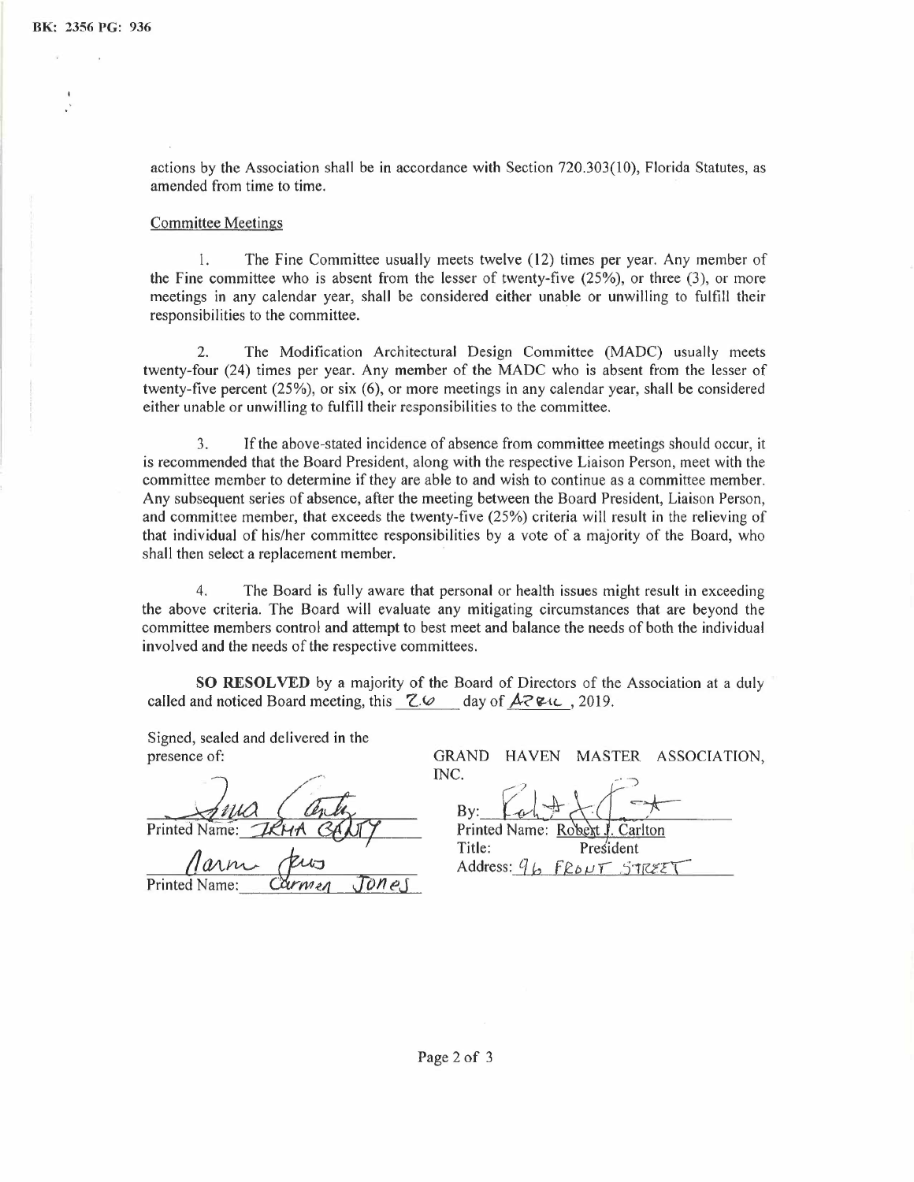BK: 2356 PG: 936

actions by the Association shall be in accordance with Section 720.303(10), Florida Statutes, as amended from time to time.

Committee Meetings

1. The Fine Committee usually meets twelve (12) times per year. Any member of the Fine committee who is absent from the lesser of twenty-five (25%), or three (3), or more meetings in any calendar year, shall be considered either unable or unwilling to fulfill their responsibilities to the committee.

2. The Modification Architectural Design Committee (MADC) usually meets twenty-four (24) times per year. Any member of the MADC who is absent from the lesser of twenty-five percent (25%), or six (6), or more meetings in any calendar year, shall be considered either unable or unwilling to fulfill their responsibilities to the committee.

3. If the above-stated incidence of absence from committee meetings should occur, it is recommended that the Board President, along with the respective Liaison Person, meet with the committee member to determine if they are able to and wish to continue as a committee member. Any subsequent series of absence, after the meeting between the Board President, Liaison Person, and committee member, that exceeds the twenty-five (25%) criteria will result in the relieving of that individual of his/her committee responsibilities by a vote of a majority of the Board, who shall then select a replacement member.

4. The Board is fully aware that personal or health issues might result in exceeding the above criteria. The Board will evaluate any mitigating circumstances that are beyond the committee members control and attempt to best meet and balance the needs of both the individual involved and the needs of the respective committees.

**SO RESOLVED** by a majority of the Board of Directors of the Association at a duly called and noticed Board meeting, this 26 day of April, 2019.

Signed, sealed and delivered in the presence of:

Printed Name: IRMA CANTY

Printed Name: Carmen Jones

GRAND HAVEN MASTER ASSOCIATION, INC.

By:
Printed Name: Robert J. Carlton
Title: President
Address: 96 FRONT STREET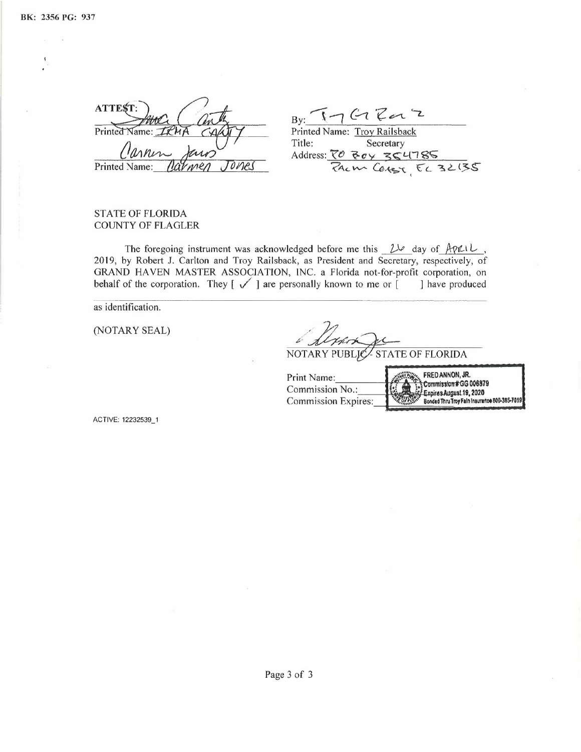BK: 2356 PG: 937

ATTEST:

Printed Name: IRMA CANTY

Printed Name: Carmen Jones

By:

Printed Name: Troy Railsback
Title: Secretary
Address: PO Box 354785
Palm Coast, FL 32135

STATE OF FLORIDA
COUNTY OF FLAGLER

The foregoing instrument was acknowledged before me this 26 day of APRIL, 2019, by Robert J. Carlton and Troy Railsback, as President and Secretary, respectively, of GRAND HAVEN MASTER ASSOCIATION, INC. a Florida not-for-profit corporation, on behalf of the corporation. They [ ✓ ] are personally known to me or [ ] have produced \_\_\_\_\_\_\_\_\_\_\_\_\_\_\_\_ as identification.

(NOTARY SEAL)

NOTARY PUBLIC - STATE OF FLORIDA

Print Name:
Commission No.:
Commission Expires:

FRED ANNON, JR.
Commission # GG 006879
Expires August 19, 2020
Bonded Thru Troy Fain Insurance 800-385-7019

ACTIVE: 12232539_1